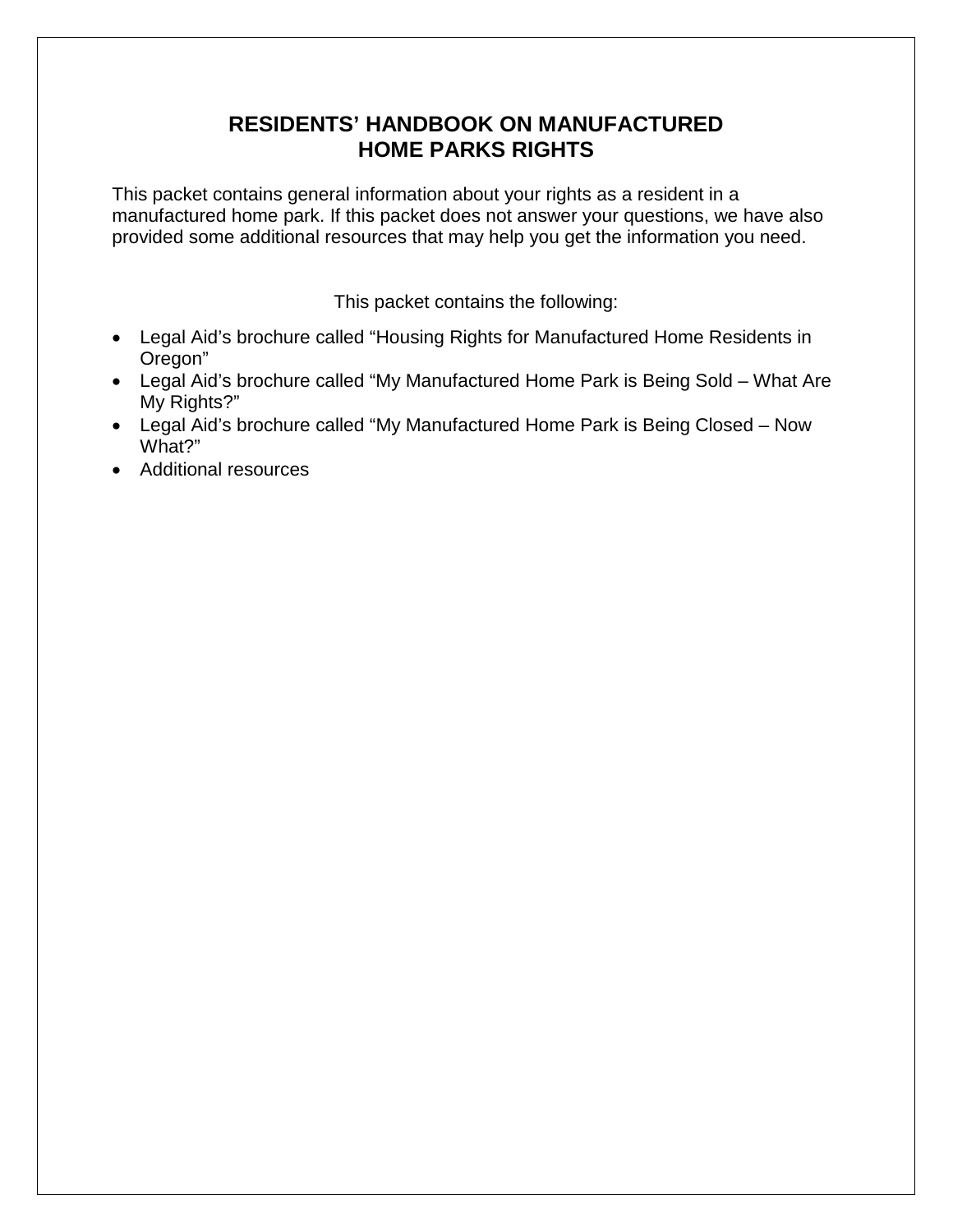# RESIDENTS' HANDBOOK ON MANUFACTURED HOME PARKS RIGHTS

This packet contains general information about your rights as a resident in a manufactured home park. If this packet does not answer your questions, we have also provided some additional resources that may help you get the information you need.

This packet contains the following:

- Legal Aid's brochure called "Housing Rights for Manufactured Home Residents in Oregon"
- Legal Aid's brochure called "My Manufactured Home Park is Being Sold – What Are My Rights?"
- Legal Aid's brochure called "My Manufactured Home Park is Being Closed – Now What?"
- Additional resources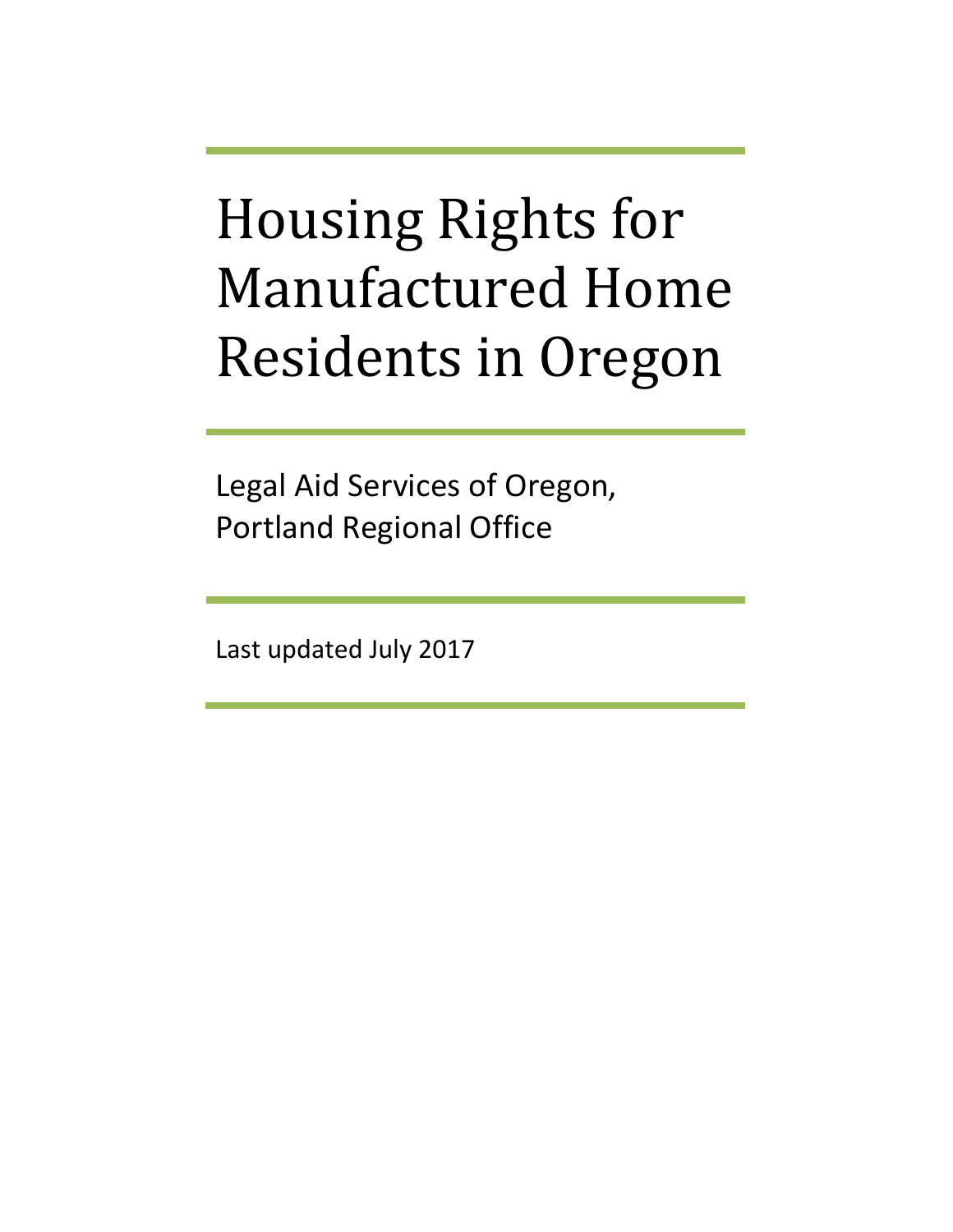# Housing Rights for Manufactured Home Residents in Oregon

Legal Aid Services of Oregon,
Portland Regional Office

Last updated July 2017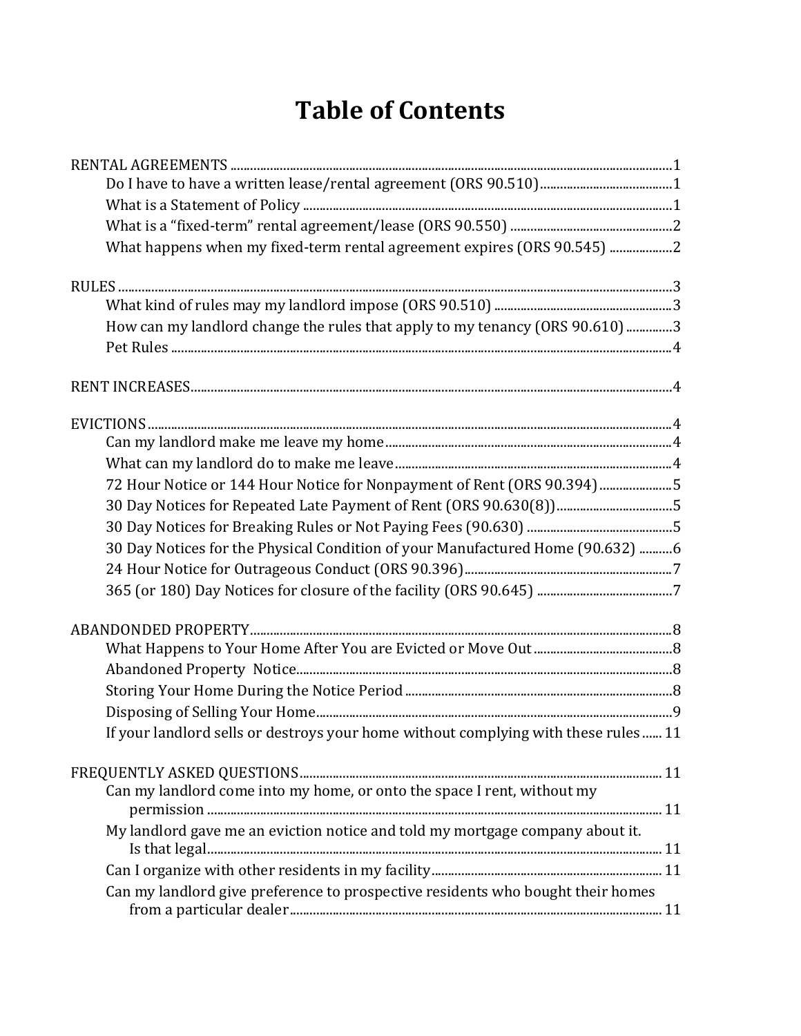# Table of Contents

RENTAL AGREEMENTS .......... 1
- Do I have to have a written lease/rental agreement (ORS 90.510) .......... 1
- What is a Statement of Policy .......... 1
- What is a "fixed-term" rental agreement/lease (ORS 90.550) .......... 2
- What happens when my fixed-term rental agreement expires (ORS 90.545) .......... 2

RULES .......... 3
- What kind of rules may my landlord impose (ORS 90.510) .......... 3
- How can my landlord change the rules that apply to my tenancy (ORS 90.610) .......... 3
- Pet Rules .......... 4

RENT INCREASES .......... 4

EVICTIONS .......... 4
- Can my landlord make me leave my home .......... 4
- What can my landlord do to make me leave .......... 4
- 72 Hour Notice or 144 Hour Notice for Nonpayment of Rent (ORS 90.394) .......... 5
- 30 Day Notices for Repeated Late Payment of Rent (ORS 90.630(8)) .......... 5
- 30 Day Notices for Breaking Rules or Not Paying Fees (90.630) .......... 5
- 30 Day Notices for the Physical Condition of your Manufactured Home (90.632) .......... 6
- 24 Hour Notice for Outrageous Conduct (ORS 90.396) .......... 7
- 365 (or 180) Day Notices for closure of the facility (ORS 90.645) .......... 7

ABANDONDED PROPERTY .......... 8
- What Happens to Your Home After You are Evicted or Move Out .......... 8
- Abandoned Property Notice .......... 8
- Storing Your Home During the Notice Period .......... 8
- Disposing of Selling Your Home .......... 9
- If your landlord sells or destroys your home without complying with these rules .......... 11

FREQUENTLY ASKED QUESTIONS .......... 11
- Can my landlord come into my home, or onto the space I rent, without my permission .......... 11
- My landlord gave me an eviction notice and told my mortgage company about it. Is that legal .......... 11
- Can I organize with other residents in my facility .......... 11
- Can my landlord give preference to prospective residents who bought their homes from a particular dealer .......... 11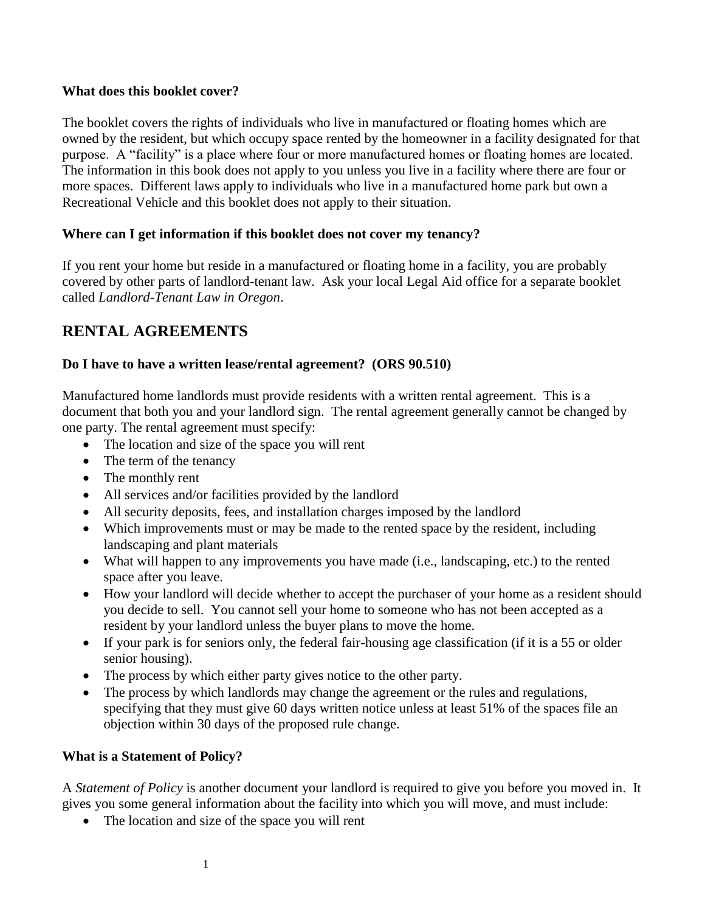**What does this booklet cover?**

The booklet covers the rights of individuals who live in manufactured or floating homes which are owned by the resident, but which occupy space rented by the homeowner in a facility designated for that purpose. A "facility" is a place where four or more manufactured homes or floating homes are located. The information in this book does not apply to you unless you live in a facility where there are four or more spaces. Different laws apply to individuals who live in a manufactured home park but own a Recreational Vehicle and this booklet does not apply to their situation.

**Where can I get information if this booklet does not cover my tenancy?**

If you rent your home but reside in a manufactured or floating home in a facility, you are probably covered by other parts of landlord-tenant law. Ask your local Legal Aid office for a separate booklet called *Landlord-Tenant Law in Oregon*.

## RENTAL AGREEMENTS

**Do I have to have a written lease/rental agreement? (ORS 90.510)**

Manufactured home landlords must provide residents with a written rental agreement. This is a document that both you and your landlord sign. The rental agreement generally cannot be changed by one party. The rental agreement must specify:

- The location and size of the space you will rent
- The term of the tenancy
- The monthly rent
- All services and/or facilities provided by the landlord
- All security deposits, fees, and installation charges imposed by the landlord
- Which improvements must or may be made to the rented space by the resident, including landscaping and plant materials
- What will happen to any improvements you have made (i.e., landscaping, etc.) to the rented space after you leave.
- How your landlord will decide whether to accept the purchaser of your home as a resident should you decide to sell. You cannot sell your home to someone who has not been accepted as a resident by your landlord unless the buyer plans to move the home.
- If your park is for seniors only, the federal fair-housing age classification (if it is a 55 or older senior housing).
- The process by which either party gives notice to the other party.
- The process by which landlords may change the agreement or the rules and regulations, specifying that they must give 60 days written notice unless at least 51% of the spaces file an objection within 30 days of the proposed rule change.

**What is a Statement of Policy?**

A *Statement of Policy* is another document your landlord is required to give you before you moved in. It gives you some general information about the facility into which you will move, and must include:

- The location and size of the space you will rent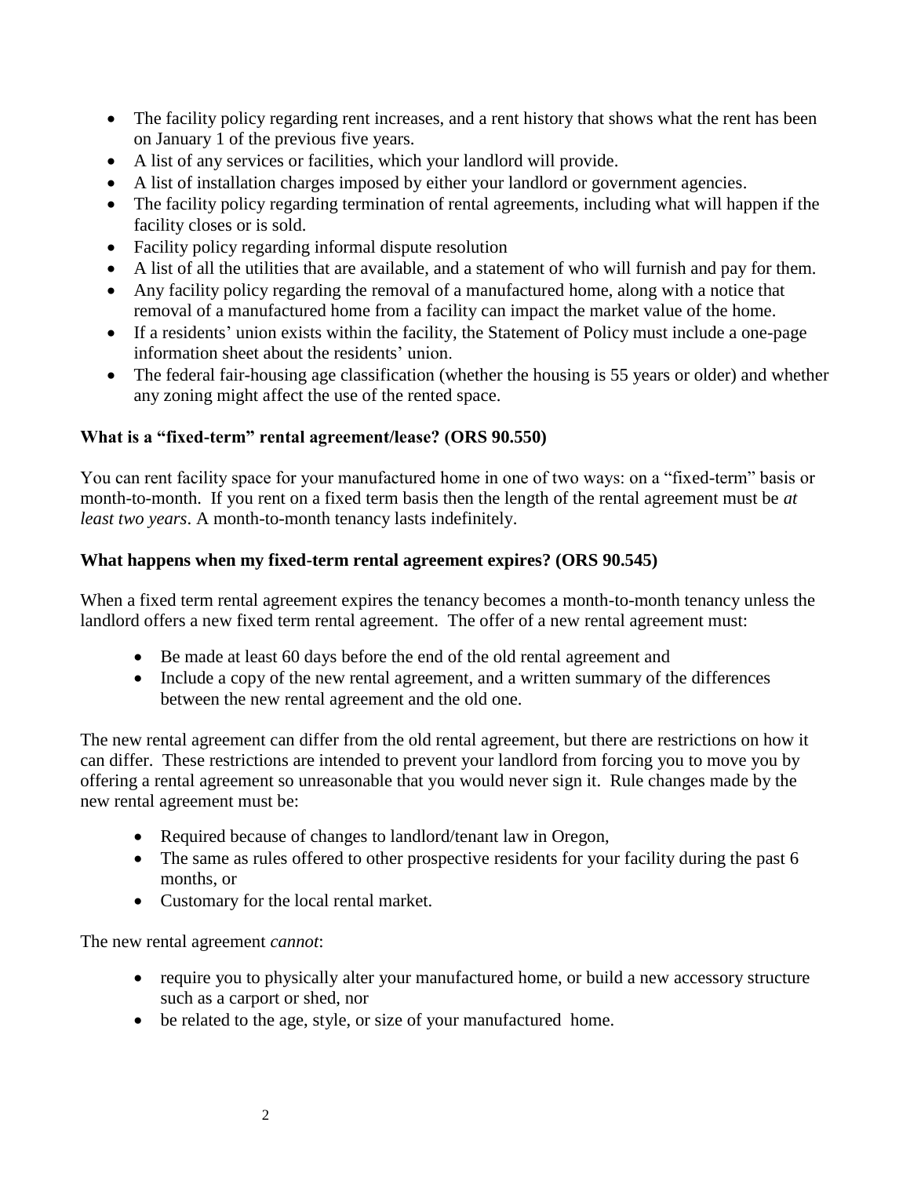- The facility policy regarding rent increases, and a rent history that shows what the rent has been on January 1 of the previous five years.
- A list of any services or facilities, which your landlord will provide.
- A list of installation charges imposed by either your landlord or government agencies.
- The facility policy regarding termination of rental agreements, including what will happen if the facility closes or is sold.
- Facility policy regarding informal dispute resolution
- A list of all the utilities that are available, and a statement of who will furnish and pay for them.
- Any facility policy regarding the removal of a manufactured home, along with a notice that removal of a manufactured home from a facility can impact the market value of the home.
- If a residents' union exists within the facility, the Statement of Policy must include a one-page information sheet about the residents' union.
- The federal fair-housing age classification (whether the housing is 55 years or older) and whether any zoning might affect the use of the rented space.

**What is a "fixed-term" rental agreement/lease? (ORS 90.550)**

You can rent facility space for your manufactured home in one of two ways: on a "fixed-term" basis or month-to-month. If you rent on a fixed term basis then the length of the rental agreement must be *at least two years*. A month-to-month tenancy lasts indefinitely.

**What happens when my fixed-term rental agreement expires? (ORS 90.545)**

When a fixed term rental agreement expires the tenancy becomes a month-to-month tenancy unless the landlord offers a new fixed term rental agreement. The offer of a new rental agreement must:

- Be made at least 60 days before the end of the old rental agreement and
- Include a copy of the new rental agreement, and a written summary of the differences between the new rental agreement and the old one.

The new rental agreement can differ from the old rental agreement, but there are restrictions on how it can differ. These restrictions are intended to prevent your landlord from forcing you to move you by offering a rental agreement so unreasonable that you would never sign it. Rule changes made by the new rental agreement must be:

- Required because of changes to landlord/tenant law in Oregon,
- The same as rules offered to other prospective residents for your facility during the past 6 months, or
- Customary for the local rental market.

The new rental agreement *cannot*:

- require you to physically alter your manufactured home, or build a new accessory structure such as a carport or shed, nor
- be related to the age, style, or size of your manufactured home.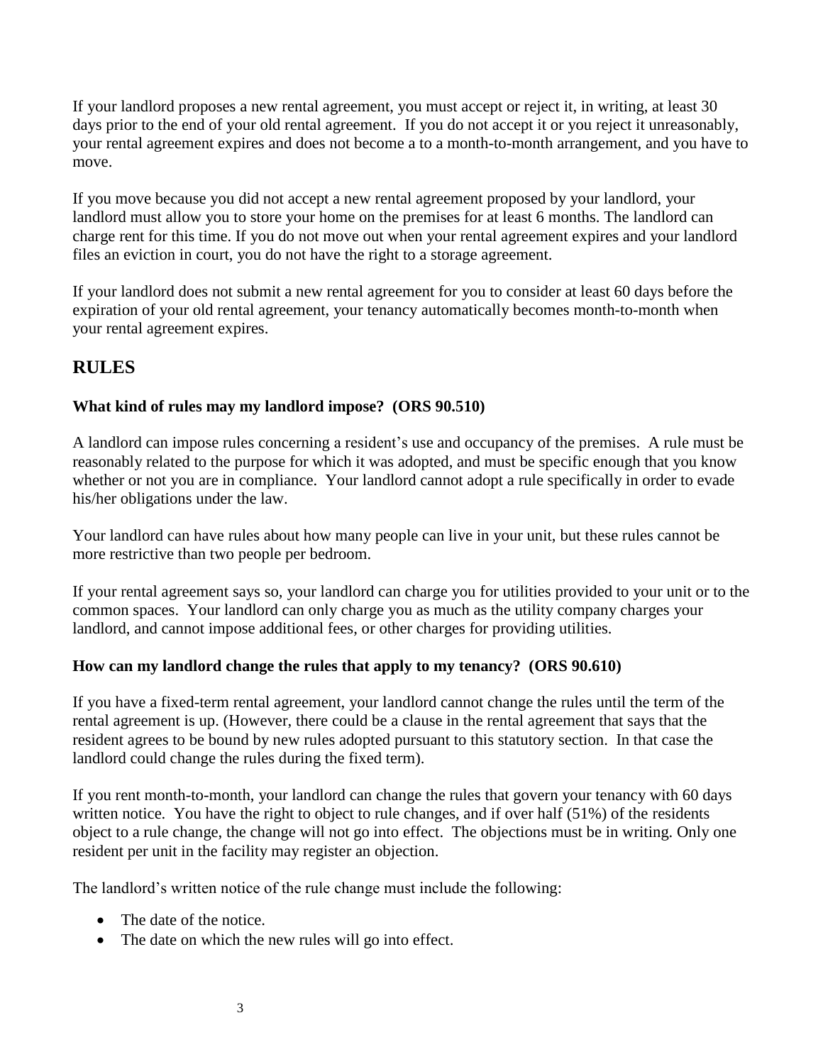If your landlord proposes a new rental agreement, you must accept or reject it, in writing, at least 30 days prior to the end of your old rental agreement. If you do not accept it or you reject it unreasonably, your rental agreement expires and does not become a to a month-to-month arrangement, and you have to move.

If you move because you did not accept a new rental agreement proposed by your landlord, your landlord must allow you to store your home on the premises for at least 6 months. The landlord can charge rent for this time. If you do not move out when your rental agreement expires and your landlord files an eviction in court, you do not have the right to a storage agreement.

If your landlord does not submit a new rental agreement for you to consider at least 60 days before the expiration of your old rental agreement, your tenancy automatically becomes month-to-month when your rental agreement expires.

## RULES

### What kind of rules may my landlord impose? (ORS 90.510)

A landlord can impose rules concerning a resident's use and occupancy of the premises. A rule must be reasonably related to the purpose for which it was adopted, and must be specific enough that you know whether or not you are in compliance. Your landlord cannot adopt a rule specifically in order to evade his/her obligations under the law.

Your landlord can have rules about how many people can live in your unit, but these rules cannot be more restrictive than two people per bedroom.

If your rental agreement says so, your landlord can charge you for utilities provided to your unit or to the common spaces. Your landlord can only charge you as much as the utility company charges your landlord, and cannot impose additional fees, or other charges for providing utilities.

### How can my landlord change the rules that apply to my tenancy? (ORS 90.610)

If you have a fixed-term rental agreement, your landlord cannot change the rules until the term of the rental agreement is up. (However, there could be a clause in the rental agreement that says that the resident agrees to be bound by new rules adopted pursuant to this statutory section. In that case the landlord could change the rules during the fixed term).

If you rent month-to-month, your landlord can change the rules that govern your tenancy with 60 days written notice. You have the right to object to rule changes, and if over half (51%) of the residents object to a rule change, the change will not go into effect. The objections must be in writing. Only one resident per unit in the facility may register an objection.

The landlord's written notice of the rule change must include the following:

- The date of the notice.
- The date on which the new rules will go into effect.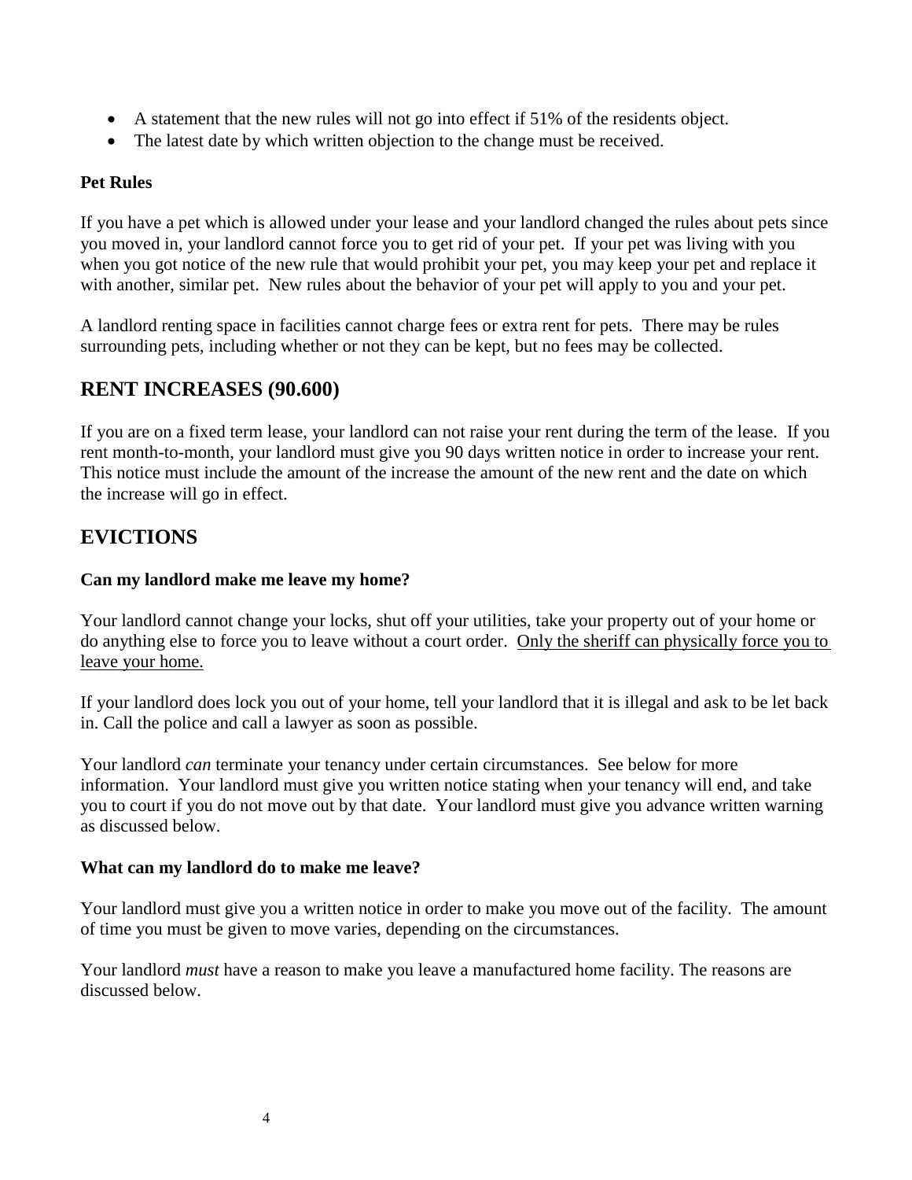- A statement that the new rules will not go into effect if 51% of the residents object.
- The latest date by which written objection to the change must be received.

**Pet Rules**

If you have a pet which is allowed under your lease and your landlord changed the rules about pets since you moved in, your landlord cannot force you to get rid of your pet. If your pet was living with you when you got notice of the new rule that would prohibit your pet, you may keep your pet and replace it with another, similar pet. New rules about the behavior of your pet will apply to you and your pet.

A landlord renting space in facilities cannot charge fees or extra rent for pets. There may be rules surrounding pets, including whether or not they can be kept, but no fees may be collected.

## RENT INCREASES (90.600)

If you are on a fixed term lease, your landlord can not raise your rent during the term of the lease. If you rent month-to-month, your landlord must give you 90 days written notice in order to increase your rent. This notice must include the amount of the increase the amount of the new rent and the date on which the increase will go in effect.

## EVICTIONS

**Can my landlord make me leave my home?**

Your landlord cannot change your locks, shut off your utilities, take your property out of your home or do anything else to force you to leave without a court order. <u>Only the sheriff can physically force you to leave your home.</u>

If your landlord does lock you out of your home, tell your landlord that it is illegal and ask to be let back in. Call the police and call a lawyer as soon as possible.

Your landlord *can* terminate your tenancy under certain circumstances. See below for more information. Your landlord must give you written notice stating when your tenancy will end, and take you to court if you do not move out by that date. Your landlord must give you advance written warning as discussed below.

**What can my landlord do to make me leave?**

Your landlord must give you a written notice in order to make you move out of the facility. The amount of time you must be given to move varies, depending on the circumstances.

Your landlord *must* have a reason to make you leave a manufactured home facility. The reasons are discussed below.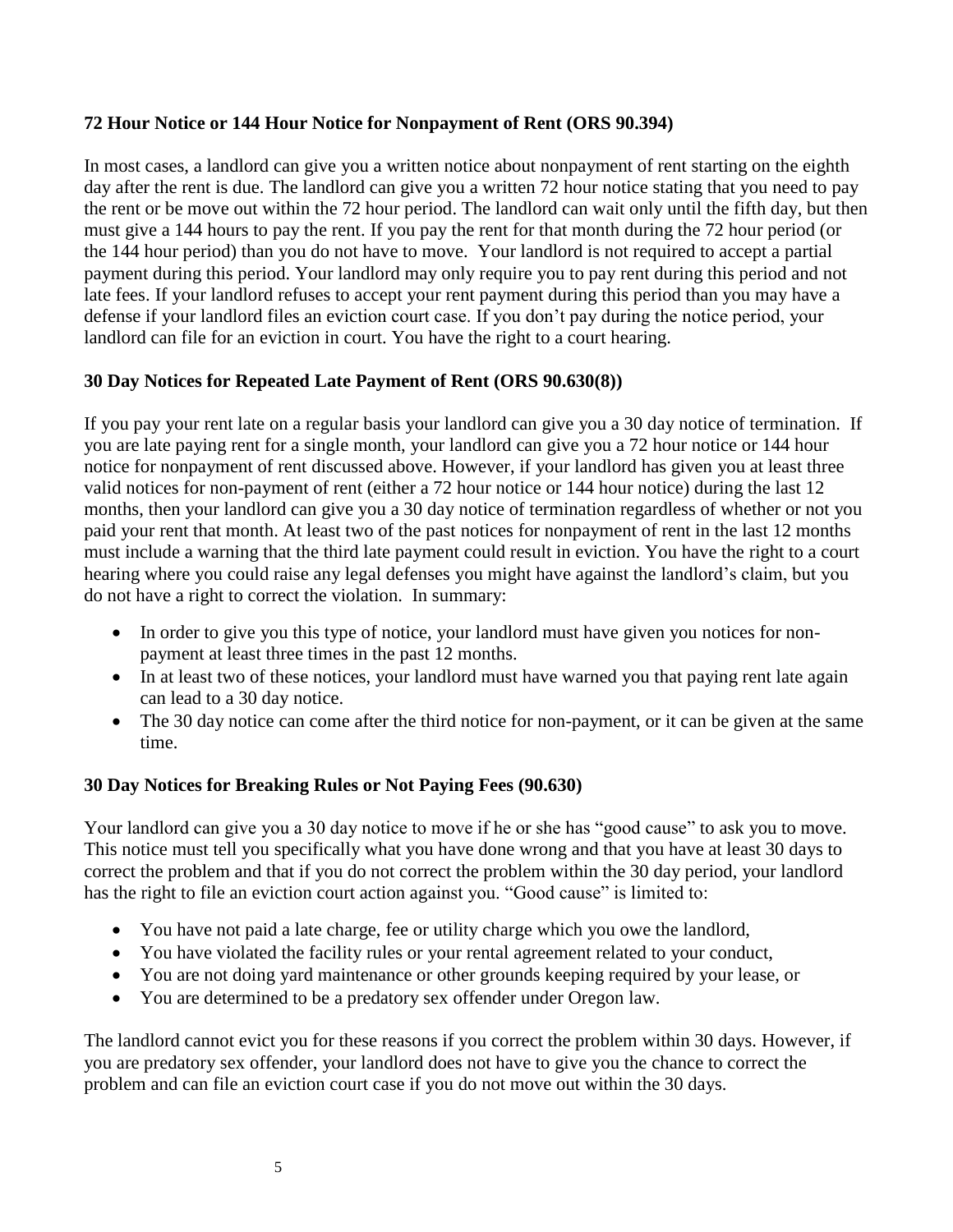**72 Hour Notice or 144 Hour Notice for Nonpayment of Rent (ORS 90.394)**

In most cases, a landlord can give you a written notice about nonpayment of rent starting on the eighth day after the rent is due. The landlord can give you a written 72 hour notice stating that you need to pay the rent or be move out within the 72 hour period. The landlord can wait only until the fifth day, but then must give a 144 hours to pay the rent. If you pay the rent for that month during the 72 hour period (or the 144 hour period) than you do not have to move. Your landlord is not required to accept a partial payment during this period. Your landlord may only require you to pay rent during this period and not late fees. If your landlord refuses to accept your rent payment during this period than you may have a defense if your landlord files an eviction court case. If you don't pay during the notice period, your landlord can file for an eviction in court. You have the right to a court hearing.

**30 Day Notices for Repeated Late Payment of Rent (ORS 90.630(8))**

If you pay your rent late on a regular basis your landlord can give you a 30 day notice of termination. If you are late paying rent for a single month, your landlord can give you a 72 hour notice or 144 hour notice for nonpayment of rent discussed above. However, if your landlord has given you at least three valid notices for non-payment of rent (either a 72 hour notice or 144 hour notice) during the last 12 months, then your landlord can give you a 30 day notice of termination regardless of whether or not you paid your rent that month. At least two of the past notices for nonpayment of rent in the last 12 months must include a warning that the third late payment could result in eviction. You have the right to a court hearing where you could raise any legal defenses you might have against the landlord's claim, but you do not have a right to correct the violation. In summary:

- In order to give you this type of notice, your landlord must have given you notices for non-payment at least three times in the past 12 months.
- In at least two of these notices, your landlord must have warned you that paying rent late again can lead to a 30 day notice.
- The 30 day notice can come after the third notice for non-payment, or it can be given at the same time.

**30 Day Notices for Breaking Rules or Not Paying Fees (90.630)**

Your landlord can give you a 30 day notice to move if he or she has "good cause" to ask you to move. This notice must tell you specifically what you have done wrong and that you have at least 30 days to correct the problem and that if you do not correct the problem within the 30 day period, your landlord has the right to file an eviction court action against you. "Good cause" is limited to:

- You have not paid a late charge, fee or utility charge which you owe the landlord,
- You have violated the facility rules or your rental agreement related to your conduct,
- You are not doing yard maintenance or other grounds keeping required by your lease, or
- You are determined to be a predatory sex offender under Oregon law.

The landlord cannot evict you for these reasons if you correct the problem within 30 days. However, if you are predatory sex offender, your landlord does not have to give you the chance to correct the problem and can file an eviction court case if you do not move out within the 30 days.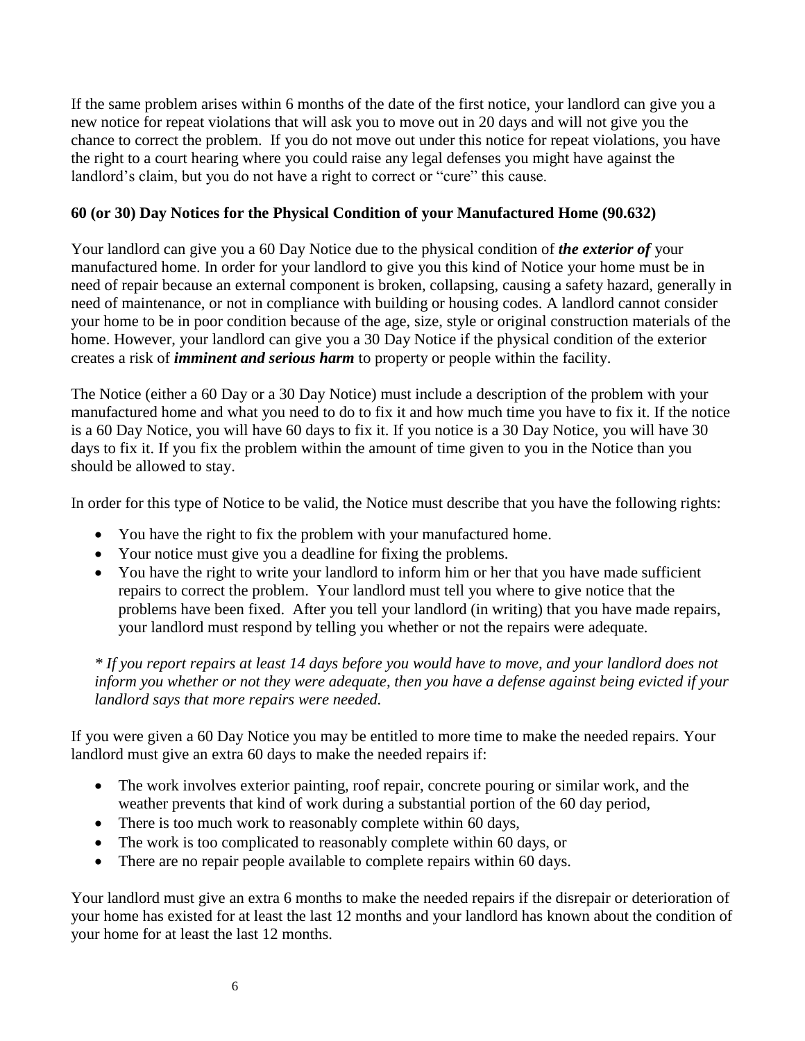If the same problem arises within 6 months of the date of the first notice, your landlord can give you a new notice for repeat violations that will ask you to move out in 20 days and will not give you the chance to correct the problem. If you do not move out under this notice for repeat violations, you have the right to a court hearing where you could raise any legal defenses you might have against the landlord's claim, but you do not have a right to correct or "cure" this cause.

**60 (or 30) Day Notices for the Physical Condition of your Manufactured Home (90.632)**

Your landlord can give you a 60 Day Notice due to the physical condition of ***the exterior of*** your manufactured home. In order for your landlord to give you this kind of Notice your home must be in need of repair because an external component is broken, collapsing, causing a safety hazard, generally in need of maintenance, or not in compliance with building or housing codes. A landlord cannot consider your home to be in poor condition because of the age, size, style or original construction materials of the home. However, your landlord can give you a 30 Day Notice if the physical condition of the exterior creates a risk of ***imminent and serious harm*** to property or people within the facility.

The Notice (either a 60 Day or a 30 Day Notice) must include a description of the problem with your manufactured home and what you need to do to fix it and how much time you have to fix it. If the notice is a 60 Day Notice, you will have 60 days to fix it. If you notice is a 30 Day Notice, you will have 30 days to fix it. If you fix the problem within the amount of time given to you in the Notice than you should be allowed to stay.

In order for this type of Notice to be valid, the Notice must describe that you have the following rights:

- You have the right to fix the problem with your manufactured home.
- Your notice must give you a deadline for fixing the problems.
- You have the right to write your landlord to inform him or her that you have made sufficient repairs to correct the problem. Your landlord must tell you where to give notice that the problems have been fixed. After you tell your landlord (in writing) that you have made repairs, your landlord must respond by telling you whether or not the repairs were adequate.

*\* If you report repairs at least 14 days before you would have to move, and your landlord does not inform you whether or not they were adequate, then you have a defense against being evicted if your landlord says that more repairs were needed.*

If you were given a 60 Day Notice you may be entitled to more time to make the needed repairs. Your landlord must give an extra 60 days to make the needed repairs if:

- The work involves exterior painting, roof repair, concrete pouring or similar work, and the weather prevents that kind of work during a substantial portion of the 60 day period,
- There is too much work to reasonably complete within 60 days,
- The work is too complicated to reasonably complete within 60 days, or
- There are no repair people available to complete repairs within 60 days.

Your landlord must give an extra 6 months to make the needed repairs if the disrepair or deterioration of your home has existed for at least the last 12 months and your landlord has known about the condition of your home for at least the last 12 months.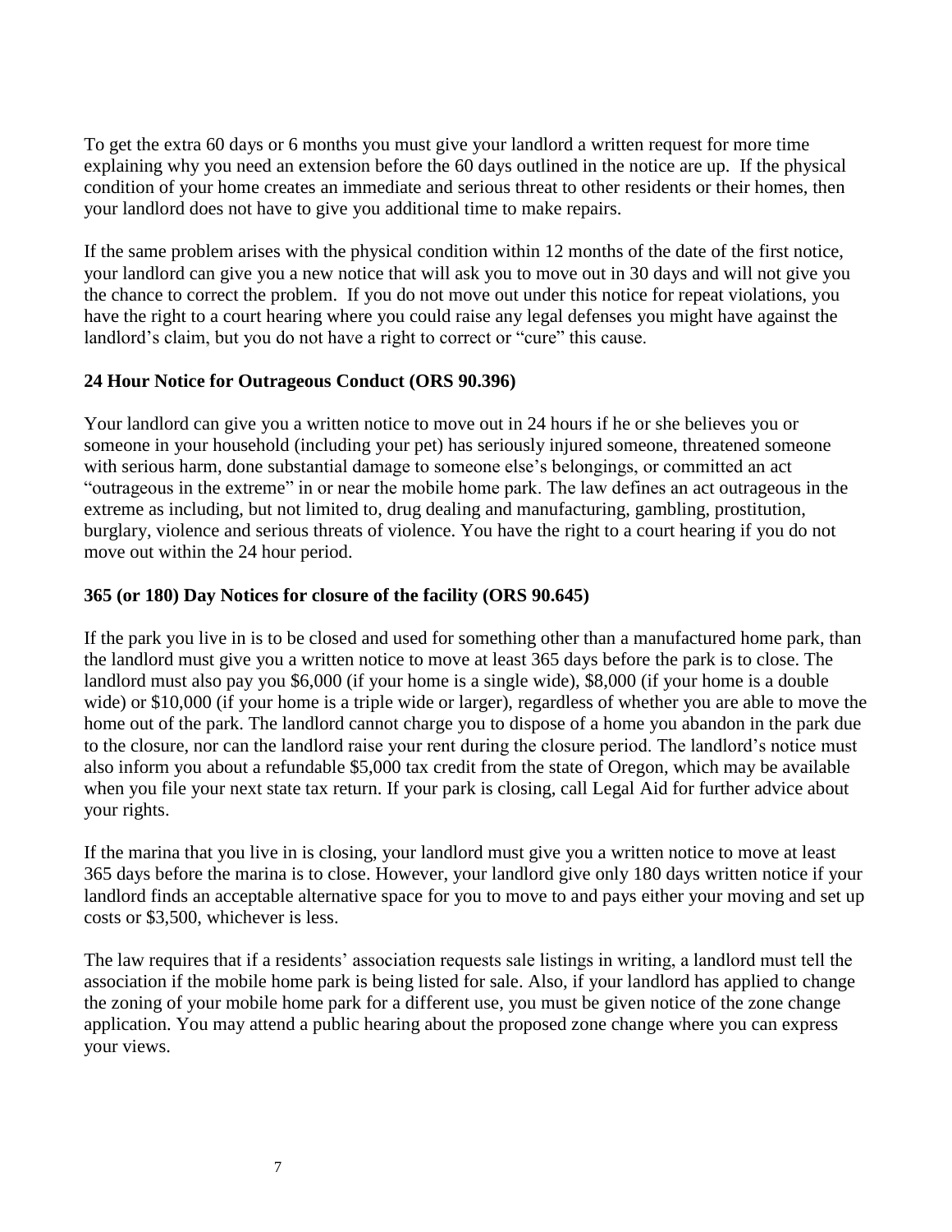To get the extra 60 days or 6 months you must give your landlord a written request for more time explaining why you need an extension before the 60 days outlined in the notice are up. If the physical condition of your home creates an immediate and serious threat to other residents or their homes, then your landlord does not have to give you additional time to make repairs.

If the same problem arises with the physical condition within 12 months of the date of the first notice, your landlord can give you a new notice that will ask you to move out in 30 days and will not give you the chance to correct the problem. If you do not move out under this notice for repeat violations, you have the right to a court hearing where you could raise any legal defenses you might have against the landlord's claim, but you do not have a right to correct or "cure" this cause.

**24 Hour Notice for Outrageous Conduct (ORS 90.396)**

Your landlord can give you a written notice to move out in 24 hours if he or she believes you or someone in your household (including your pet) has seriously injured someone, threatened someone with serious harm, done substantial damage to someone else's belongings, or committed an act "outrageous in the extreme" in or near the mobile home park. The law defines an act outrageous in the extreme as including, but not limited to, drug dealing and manufacturing, gambling, prostitution, burglary, violence and serious threats of violence. You have the right to a court hearing if you do not move out within the 24 hour period.

**365 (or 180) Day Notices for closure of the facility (ORS 90.645)**

If the park you live in is to be closed and used for something other than a manufactured home park, than the landlord must give you a written notice to move at least 365 days before the park is to close. The landlord must also pay you $6,000 (if your home is a single wide), $8,000 (if your home is a double wide) or $10,000 (if your home is a triple wide or larger), regardless of whether you are able to move the home out of the park. The landlord cannot charge you to dispose of a home you abandon in the park due to the closure, nor can the landlord raise your rent during the closure period. The landlord's notice must also inform you about a refundable $5,000 tax credit from the state of Oregon, which may be available when you file your next state tax return. If your park is closing, call Legal Aid for further advice about your rights.

If the marina that you live in is closing, your landlord must give you a written notice to move at least 365 days before the marina is to close. However, your landlord give only 180 days written notice if your landlord finds an acceptable alternative space for you to move to and pays either your moving and set up costs or $3,500, whichever is less.

The law requires that if a residents' association requests sale listings in writing, a landlord must tell the association if the mobile home park is being listed for sale. Also, if your landlord has applied to change the zoning of your mobile home park for a different use, you must be given notice of the zone change application. You may attend a public hearing about the proposed zone change where you can express your views.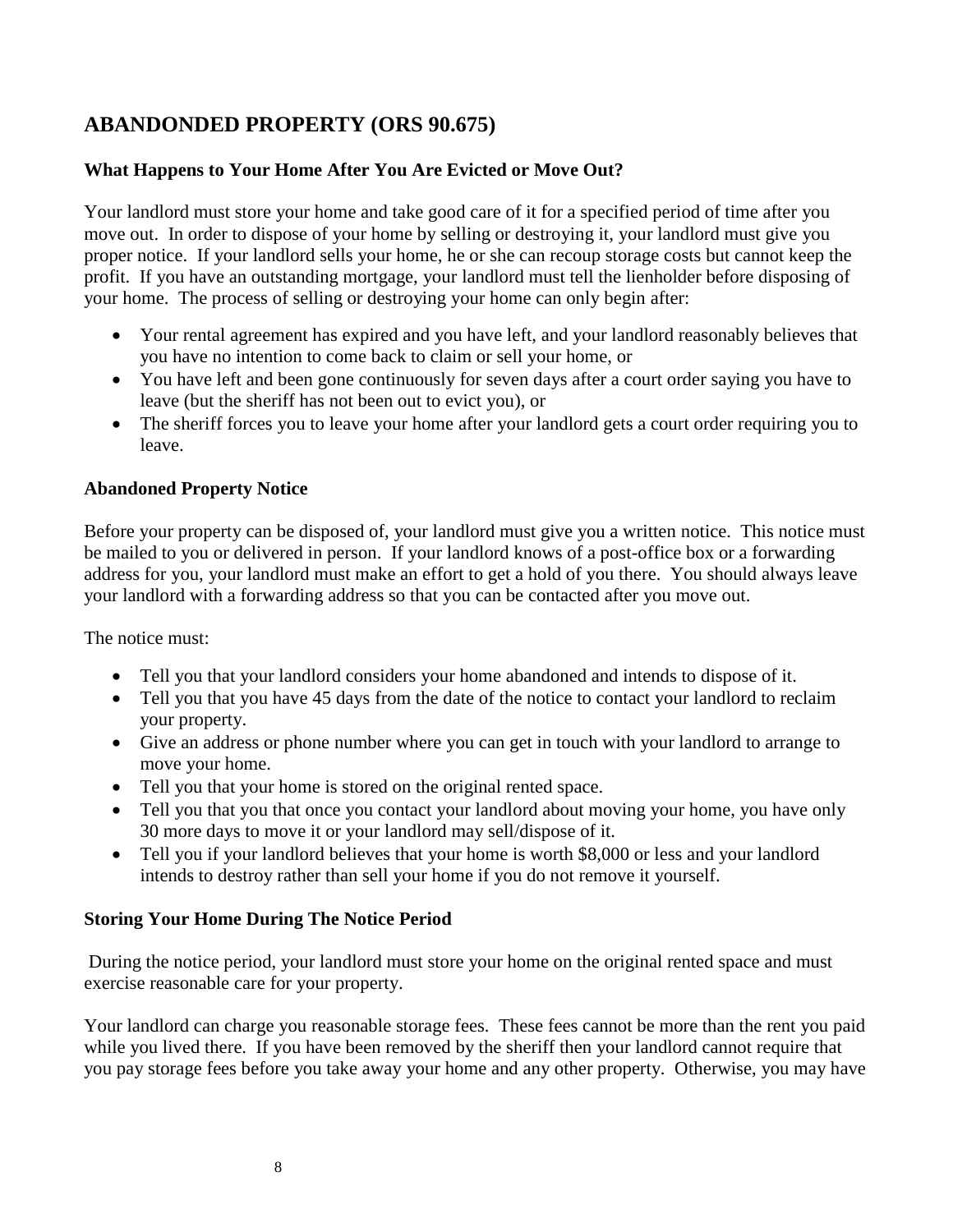## ABANDONDED PROPERTY (ORS 90.675)

### What Happens to Your Home After You Are Evicted or Move Out?

Your landlord must store your home and take good care of it for a specified period of time after you move out. In order to dispose of your home by selling or destroying it, your landlord must give you proper notice. If your landlord sells your home, he or she can recoup storage costs but cannot keep the profit. If you have an outstanding mortgage, your landlord must tell the lienholder before disposing of your home. The process of selling or destroying your home can only begin after:

- Your rental agreement has expired and you have left, and your landlord reasonably believes that you have no intention to come back to claim or sell your home, or
- You have left and been gone continuously for seven days after a court order saying you have to leave (but the sheriff has not been out to evict you), or
- The sheriff forces you to leave your home after your landlord gets a court order requiring you to leave.

### Abandoned Property Notice

Before your property can be disposed of, your landlord must give you a written notice. This notice must be mailed to you or delivered in person. If your landlord knows of a post-office box or a forwarding address for you, your landlord must make an effort to get a hold of you there. You should always leave your landlord with a forwarding address so that you can be contacted after you move out.

The notice must:

- Tell you that your landlord considers your home abandoned and intends to dispose of it.
- Tell you that you have 45 days from the date of the notice to contact your landlord to reclaim your property.
- Give an address or phone number where you can get in touch with your landlord to arrange to move your home.
- Tell you that your home is stored on the original rented space.
- Tell you that you that once you contact your landlord about moving your home, you have only 30 more days to move it or your landlord may sell/dispose of it.
- Tell you if your landlord believes that your home is worth $8,000 or less and your landlord intends to destroy rather than sell your home if you do not remove it yourself.

### Storing Your Home During The Notice Period

During the notice period, your landlord must store your home on the original rented space and must exercise reasonable care for your property.

Your landlord can charge you reasonable storage fees. These fees cannot be more than the rent you paid while you lived there. If you have been removed by the sheriff then your landlord cannot require that you pay storage fees before you take away your home and any other property. Otherwise, you may have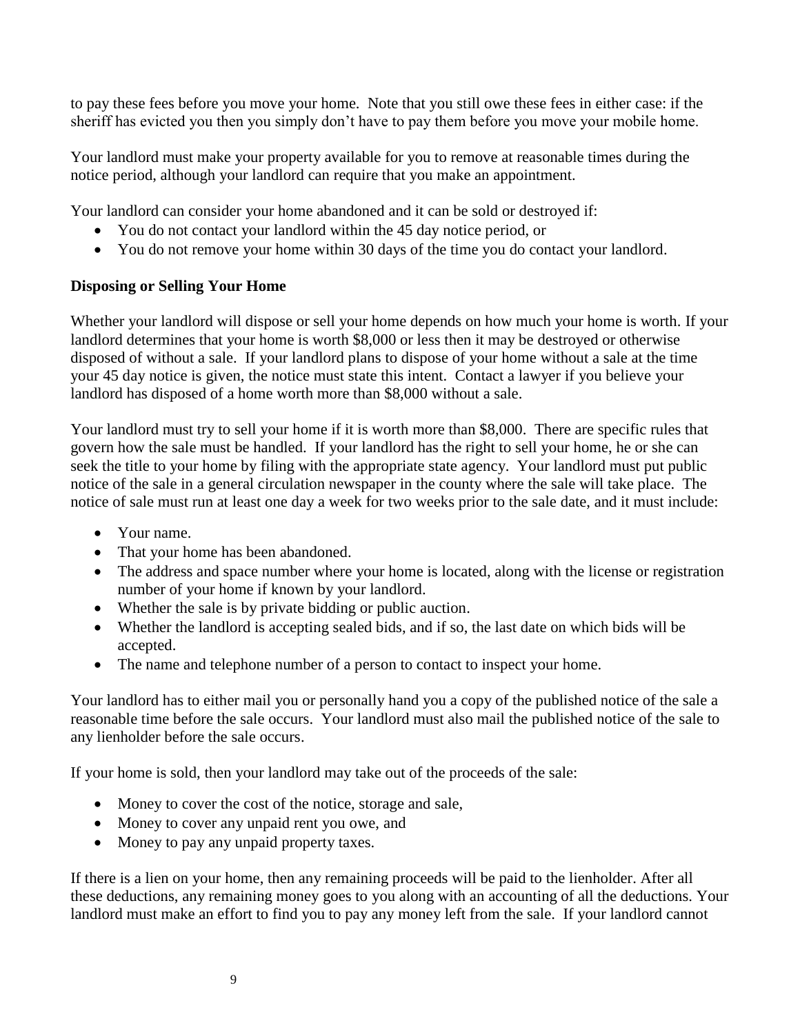to pay these fees before you move your home. Note that you still owe these fees in either case: if the sheriff has evicted you then you simply don't have to pay them before you move your mobile home.

Your landlord must make your property available for you to remove at reasonable times during the notice period, although your landlord can require that you make an appointment.

Your landlord can consider your home abandoned and it can be sold or destroyed if:

- You do not contact your landlord within the 45 day notice period, or
- You do not remove your home within 30 days of the time you do contact your landlord.

**Disposing or Selling Your Home**

Whether your landlord will dispose or sell your home depends on how much your home is worth. If your landlord determines that your home is worth $8,000 or less then it may be destroyed or otherwise disposed of without a sale. If your landlord plans to dispose of your home without a sale at the time your 45 day notice is given, the notice must state this intent. Contact a lawyer if you believe your landlord has disposed of a home worth more than $8,000 without a sale.

Your landlord must try to sell your home if it is worth more than $8,000. There are specific rules that govern how the sale must be handled. If your landlord has the right to sell your home, he or she can seek the title to your home by filing with the appropriate state agency. Your landlord must put public notice of the sale in a general circulation newspaper in the county where the sale will take place. The notice of sale must run at least one day a week for two weeks prior to the sale date, and it must include:

- Your name.
- That your home has been abandoned.
- The address and space number where your home is located, along with the license or registration number of your home if known by your landlord.
- Whether the sale is by private bidding or public auction.
- Whether the landlord is accepting sealed bids, and if so, the last date on which bids will be accepted.
- The name and telephone number of a person to contact to inspect your home.

Your landlord has to either mail you or personally hand you a copy of the published notice of the sale a reasonable time before the sale occurs. Your landlord must also mail the published notice of the sale to any lienholder before the sale occurs.

If your home is sold, then your landlord may take out of the proceeds of the sale:

- Money to cover the cost of the notice, storage and sale,
- Money to cover any unpaid rent you owe, and
- Money to pay any unpaid property taxes.

If there is a lien on your home, then any remaining proceeds will be paid to the lienholder. After all these deductions, any remaining money goes to you along with an accounting of all the deductions. Your landlord must make an effort to find you to pay any money left from the sale. If your landlord cannot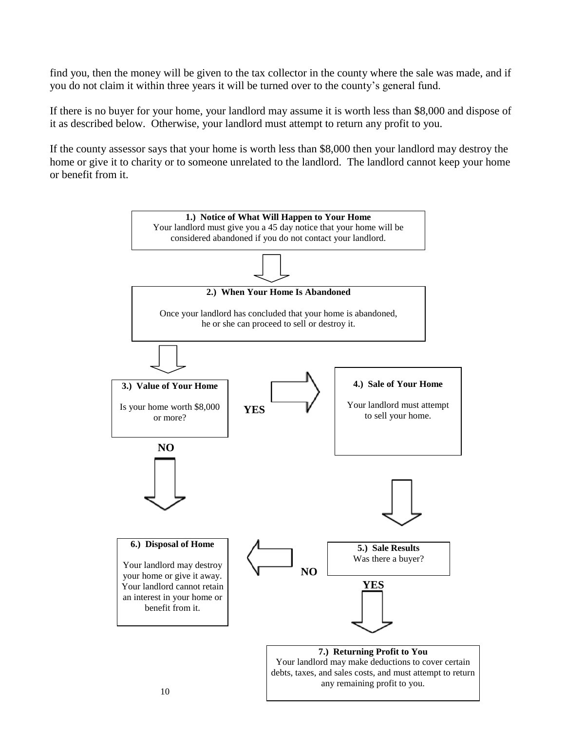find you, then the money will be given to the tax collector in the county where the sale was made, and if you do not claim it within three years it will be turned over to the county's general fund.

If there is no buyer for your home, your landlord may assume it is worth less than $8,000 and dispose of it as described below. Otherwise, your landlord must attempt to return any profit to you.

If the county assessor says that your home is worth less than $8,000 then your landlord may destroy the home or give it to charity or to someone unrelated to the landlord. The landlord cannot keep your home or benefit from it.

**1.) Notice of What Will Happen to Your Home**
Your landlord must give you a 45 day notice that your home will be considered abandoned if you do not contact your landlord.

↓

**2.) When Your Home Is Abandoned**

Once your landlord has concluded that your home is abandoned, he or she can proceed to sell or destroy it.

↓

**3.) Value of Your Home**

Is your home worth $8,000 or more?

- **YES** → 4.) Sale of Your Home
- **NO** → 6.) Disposal of Home

**4.) Sale of Your Home**

Your landlord must attempt to sell your home.

↓

**5.) Sale Results**
Was there a buyer?

- **NO** → 6.) Disposal of Home
- **YES** → 7.) Returning Profit to You

**6.) Disposal of Home**

Your landlord may destroy your home or give it away. Your landlord cannot retain an interest in your home or benefit from it.

**7.) Returning Profit to You**
Your landlord may make deductions to cover certain debts, taxes, and sales costs, and must attempt to return any remaining profit to you.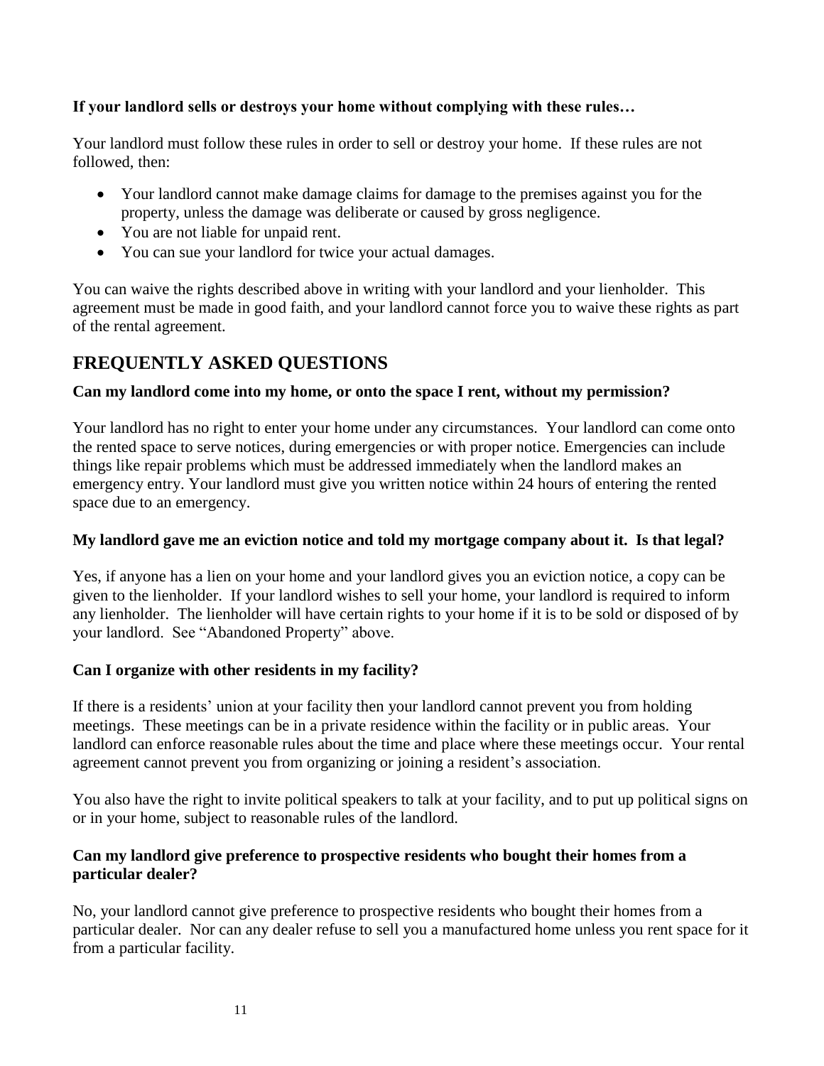**If your landlord sells or destroys your home without complying with these rules…**

Your landlord must follow these rules in order to sell or destroy your home. If these rules are not followed, then:

- Your landlord cannot make damage claims for damage to the premises against you for the property, unless the damage was deliberate or caused by gross negligence.
- You are not liable for unpaid rent.
- You can sue your landlord for twice your actual damages.

You can waive the rights described above in writing with your landlord and your lienholder. This agreement must be made in good faith, and your landlord cannot force you to waive these rights as part of the rental agreement.

## FREQUENTLY ASKED QUESTIONS

**Can my landlord come into my home, or onto the space I rent, without my permission?**

Your landlord has no right to enter your home under any circumstances. Your landlord can come onto the rented space to serve notices, during emergencies or with proper notice. Emergencies can include things like repair problems which must be addressed immediately when the landlord makes an emergency entry. Your landlord must give you written notice within 24 hours of entering the rented space due to an emergency.

**My landlord gave me an eviction notice and told my mortgage company about it. Is that legal?**

Yes, if anyone has a lien on your home and your landlord gives you an eviction notice, a copy can be given to the lienholder. If your landlord wishes to sell your home, your landlord is required to inform any lienholder. The lienholder will have certain rights to your home if it is to be sold or disposed of by your landlord. See "Abandoned Property" above.

**Can I organize with other residents in my facility?**

If there is a residents' union at your facility then your landlord cannot prevent you from holding meetings. These meetings can be in a private residence within the facility or in public areas. Your landlord can enforce reasonable rules about the time and place where these meetings occur. Your rental agreement cannot prevent you from organizing or joining a resident's association.

You also have the right to invite political speakers to talk at your facility, and to put up political signs on or in your home, subject to reasonable rules of the landlord.

**Can my landlord give preference to prospective residents who bought their homes from a particular dealer?**

No, your landlord cannot give preference to prospective residents who bought their homes from a particular dealer. Nor can any dealer refuse to sell you a manufactured home unless you rent space for it from a particular facility.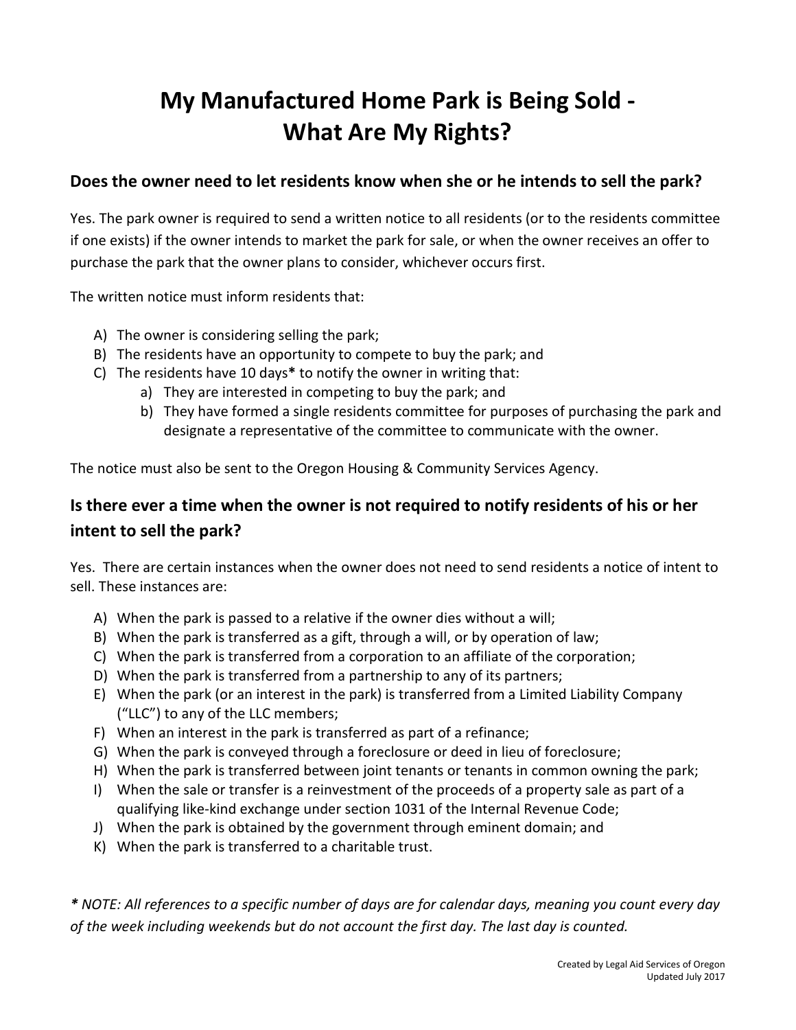# My Manufactured Home Park is Being Sold - What Are My Rights?

## Does the owner need to let residents know when she or he intends to sell the park?

Yes. The park owner is required to send a written notice to all residents (or to the residents committee if one exists) if the owner intends to market the park for sale, or when the owner receives an offer to purchase the park that the owner plans to consider, whichever occurs first.

The written notice must inform residents that:

A) The owner is considering selling the park;
B) The residents have an opportunity to compete to buy the park; and
C) The residents have 10 days* to notify the owner in writing that:
   a) They are interested in competing to buy the park; and
   b) They have formed a single residents committee for purposes of purchasing the park and designate a representative of the committee to communicate with the owner.

The notice must also be sent to the Oregon Housing & Community Services Agency.

## Is there ever a time when the owner is not required to notify residents of his or her intent to sell the park?

Yes. There are certain instances when the owner does not need to send residents a notice of intent to sell. These instances are:

A) When the park is passed to a relative if the owner dies without a will;
B) When the park is transferred as a gift, through a will, or by operation of law;
C) When the park is transferred from a corporation to an affiliate of the corporation;
D) When the park is transferred from a partnership to any of its partners;
E) When the park (or an interest in the park) is transferred from a Limited Liability Company ("LLC") to any of the LLC members;
F) When an interest in the park is transferred as part of a refinance;
G) When the park is conveyed through a foreclosure or deed in lieu of foreclosure;
H) When the park is transferred between joint tenants or tenants in common owning the park;
I) When the sale or transfer is a reinvestment of the proceeds of a property sale as part of a qualifying like-kind exchange under section 1031 of the Internal Revenue Code;
J) When the park is obtained by the government through eminent domain; and
K) When the park is transferred to a charitable trust.

***** *NOTE: All references to a specific number of days are for calendar days, meaning you count every day of the week including weekends but do not account the first day. The last day is counted.*

Created by Legal Aid Services of Oregon
Updated July 2017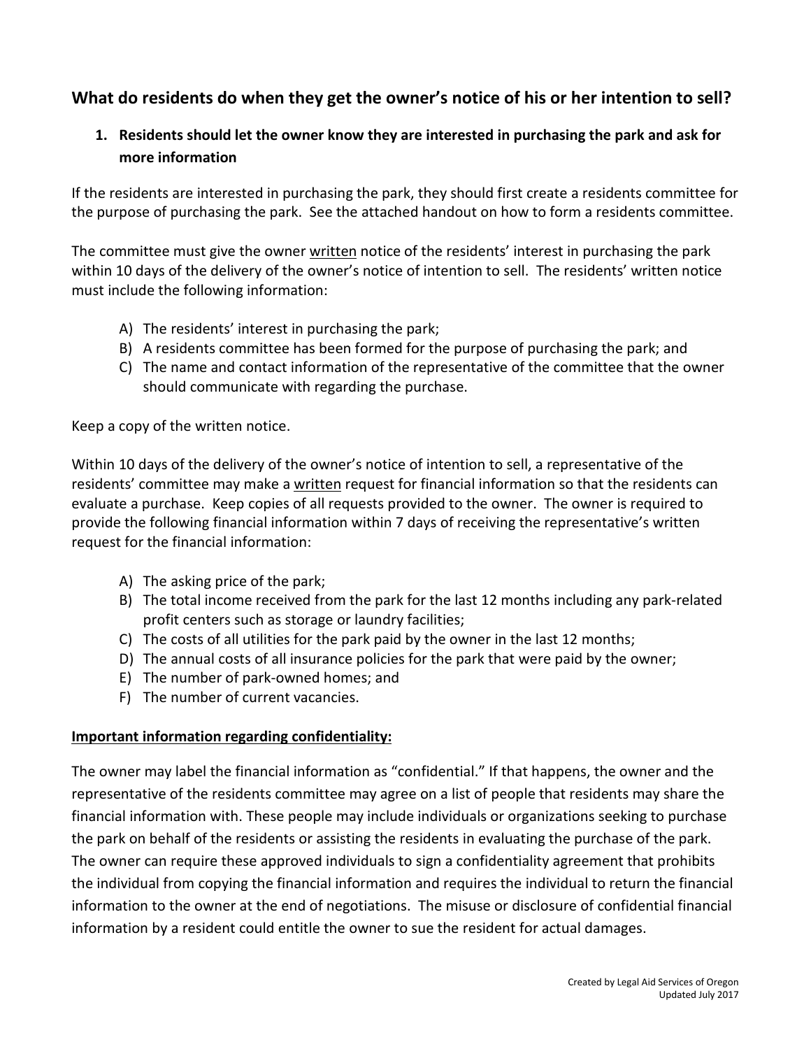## What do residents do when they get the owner's notice of his or her intention to sell?

### 1. Residents should let the owner know they are interested in purchasing the park and ask for more information

If the residents are interested in purchasing the park, they should first create a residents committee for the purpose of purchasing the park. See the attached handout on how to form a residents committee.

The committee must give the owner <u>written</u> notice of the residents' interest in purchasing the park within 10 days of the delivery of the owner's notice of intention to sell. The residents' written notice must include the following information:

A) The residents' interest in purchasing the park;
B) A residents committee has been formed for the purpose of purchasing the park; and
C) The name and contact information of the representative of the committee that the owner should communicate with regarding the purchase.

Keep a copy of the written notice.

Within 10 days of the delivery of the owner's notice of intention to sell, a representative of the residents' committee may make a <u>written</u> request for financial information so that the residents can evaluate a purchase. Keep copies of all requests provided to the owner. The owner is required to provide the following financial information within 7 days of receiving the representative's written request for the financial information:

A) The asking price of the park;
B) The total income received from the park for the last 12 months including any park-related profit centers such as storage or laundry facilities;
C) The costs of all utilities for the park paid by the owner in the last 12 months;
D) The annual costs of all insurance policies for the park that were paid by the owner;
E) The number of park-owned homes; and
F) The number of current vacancies.

**<u>Important information regarding confidentiality:</u>**

The owner may label the financial information as "confidential." If that happens, the owner and the representative of the residents committee may agree on a list of people that residents may share the financial information with. These people may include individuals or organizations seeking to purchase the park on behalf of the residents or assisting the residents in evaluating the purchase of the park. The owner can require these approved individuals to sign a confidentiality agreement that prohibits the individual from copying the financial information and requires the individual to return the financial information to the owner at the end of negotiations. The misuse or disclosure of confidential financial information by a resident could entitle the owner to sue the resident for actual damages.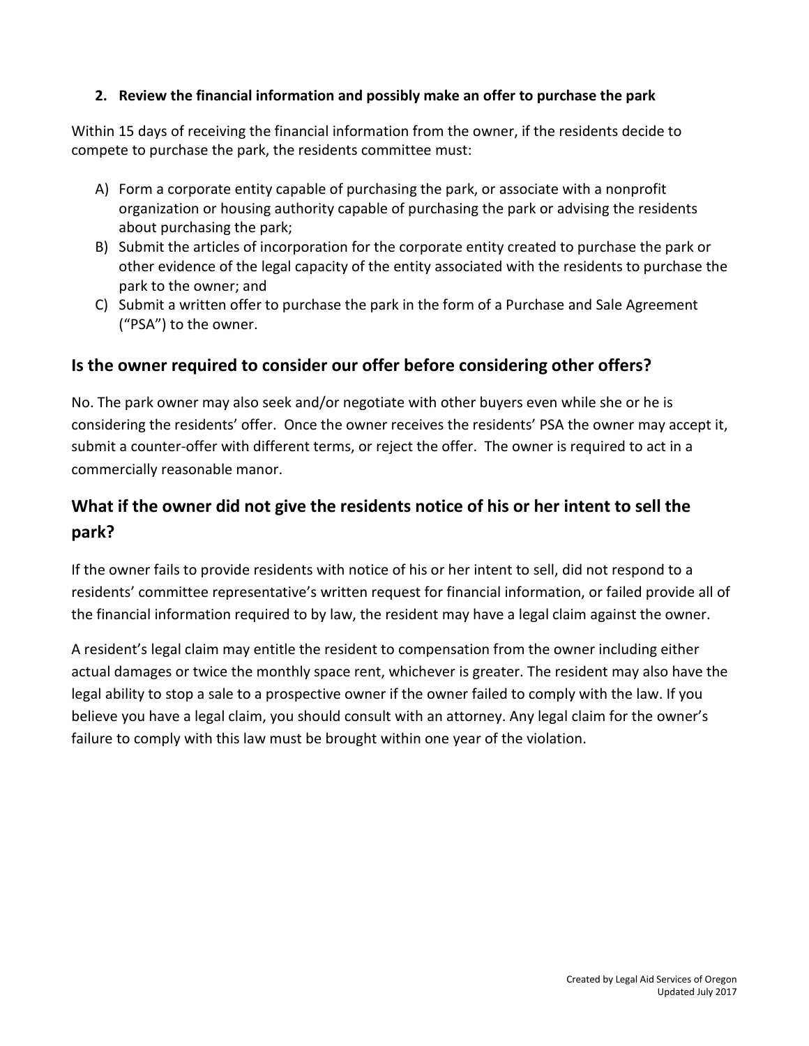**2. Review the financial information and possibly make an offer to purchase the park**

Within 15 days of receiving the financial information from the owner, if the residents decide to compete to purchase the park, the residents committee must:

A) Form a corporate entity capable of purchasing the park, or associate with a nonprofit organization or housing authority capable of purchasing the park or advising the residents about purchasing the park;
B) Submit the articles of incorporation for the corporate entity created to purchase the park or other evidence of the legal capacity of the entity associated with the residents to purchase the park to the owner; and
C) Submit a written offer to purchase the park in the form of a Purchase and Sale Agreement ("PSA") to the owner.

## Is the owner required to consider our offer before considering other offers?

No. The park owner may also seek and/or negotiate with other buyers even while she or he is considering the residents' offer. Once the owner receives the residents' PSA the owner may accept it, submit a counter-offer with different terms, or reject the offer. The owner is required to act in a commercially reasonable manor.

## What if the owner did not give the residents notice of his or her intent to sell the park?

If the owner fails to provide residents with notice of his or her intent to sell, did not respond to a residents' committee representative's written request for financial information, or failed provide all of the financial information required to by law, the resident may have a legal claim against the owner.

A resident's legal claim may entitle the resident to compensation from the owner including either actual damages or twice the monthly space rent, whichever is greater. The resident may also have the legal ability to stop a sale to a prospective owner if the owner failed to comply with the law. If you believe you have a legal claim, you should consult with an attorney. Any legal claim for the owner's failure to comply with this law must be brought within one year of the violation.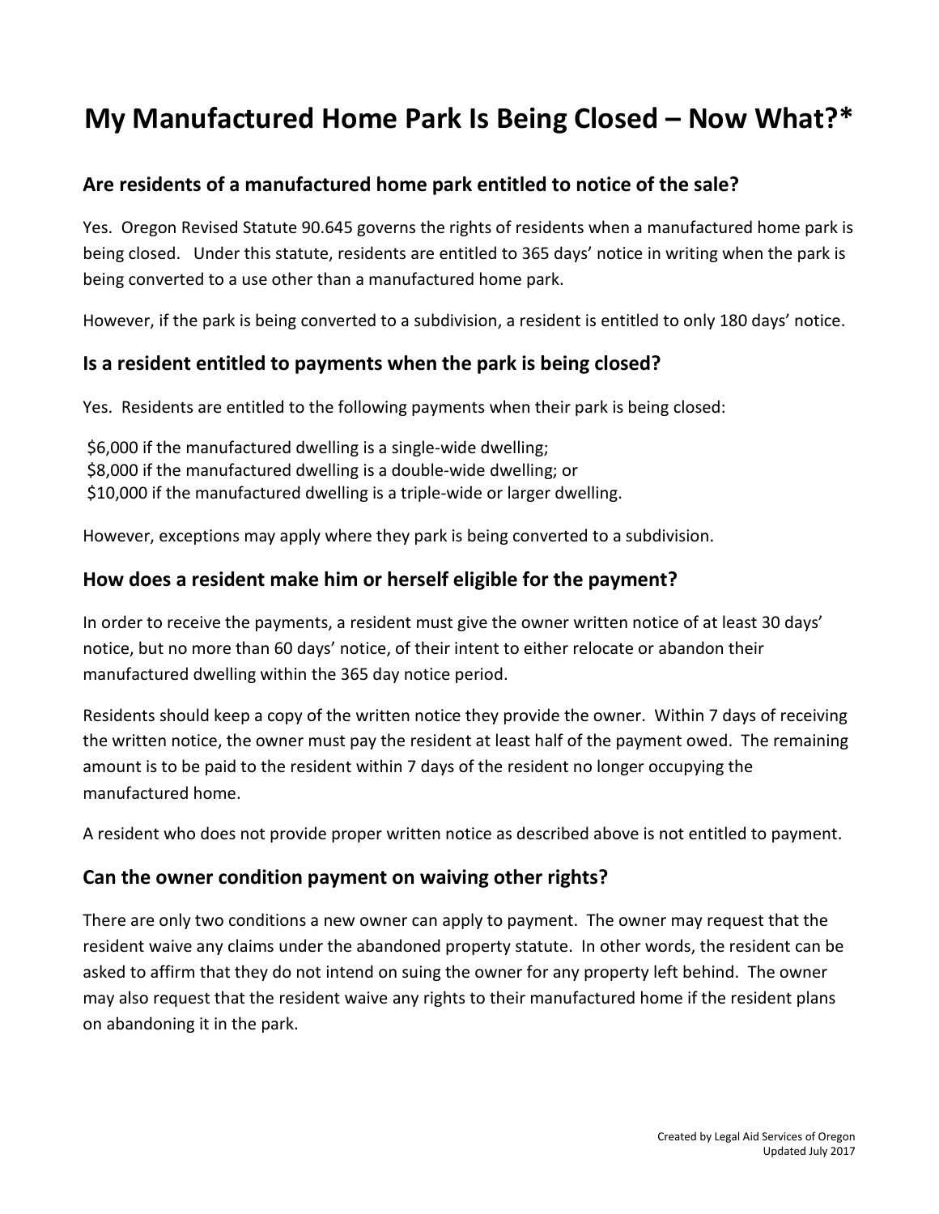# My Manufactured Home Park Is Being Closed – Now What?*

## Are residents of a manufactured home park entitled to notice of the sale?

Yes. Oregon Revised Statute 90.645 governs the rights of residents when a manufactured home park is being closed. Under this statute, residents are entitled to 365 days' notice in writing when the park is being converted to a use other than a manufactured home park.

However, if the park is being converted to a subdivision, a resident is entitled to only 180 days' notice.

## Is a resident entitled to payments when the park is being closed?

Yes. Residents are entitled to the following payments when their park is being closed:

$6,000 if the manufactured dwelling is a single-wide dwelling;
$8,000 if the manufactured dwelling is a double-wide dwelling; or
$10,000 if the manufactured dwelling is a triple-wide or larger dwelling.

However, exceptions may apply where they park is being converted to a subdivision.

## How does a resident make him or herself eligible for the payment?

In order to receive the payments, a resident must give the owner written notice of at least 30 days' notice, but no more than 60 days' notice, of their intent to either relocate or abandon their manufactured dwelling within the 365 day notice period.

Residents should keep a copy of the written notice they provide the owner. Within 7 days of receiving the written notice, the owner must pay the resident at least half of the payment owed. The remaining amount is to be paid to the resident within 7 days of the resident no longer occupying the manufactured home.

A resident who does not provide proper written notice as described above is not entitled to payment.

## Can the owner condition payment on waiving other rights?

There are only two conditions a new owner can apply to payment. The owner may request that the resident waive any claims under the abandoned property statute. In other words, the resident can be asked to affirm that they do not intend on suing the owner for any property left behind. The owner may also request that the resident waive any rights to their manufactured home if the resident plans on abandoning it in the park.

Created by Legal Aid Services of Oregon
Updated July 2017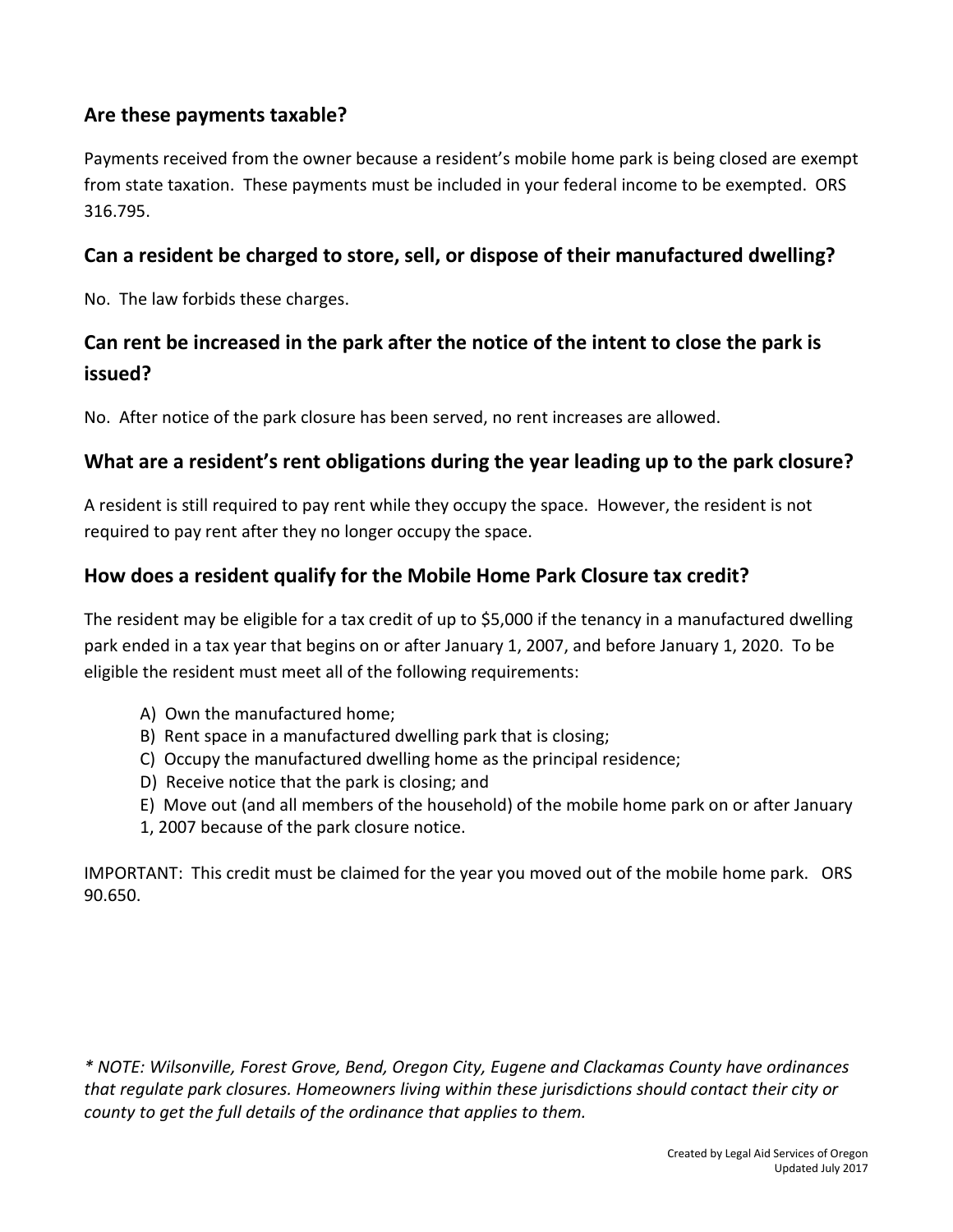## Are these payments taxable?

Payments received from the owner because a resident's mobile home park is being closed are exempt from state taxation. These payments must be included in your federal income to be exempted. ORS 316.795.

## Can a resident be charged to store, sell, or dispose of their manufactured dwelling?

No. The law forbids these charges.

## Can rent be increased in the park after the notice of the intent to close the park is issued?

No. After notice of the park closure has been served, no rent increases are allowed.

## What are a resident's rent obligations during the year leading up to the park closure?

A resident is still required to pay rent while they occupy the space. However, the resident is not required to pay rent after they no longer occupy the space.

## How does a resident qualify for the Mobile Home Park Closure tax credit?

The resident may be eligible for a tax credit of up to $5,000 if the tenancy in a manufactured dwelling park ended in a tax year that begins on or after January 1, 2007, and before January 1, 2020. To be eligible the resident must meet all of the following requirements:

A) Own the manufactured home;
B) Rent space in a manufactured dwelling park that is closing;
C) Occupy the manufactured dwelling home as the principal residence;
D) Receive notice that the park is closing; and
E) Move out (and all members of the household) of the mobile home park on or after January 1, 2007 because of the park closure notice.

IMPORTANT: This credit must be claimed for the year you moved out of the mobile home park. ORS 90.650.

*\* NOTE: Wilsonville, Forest Grove, Bend, Oregon City, Eugene and Clackamas County have ordinances that regulate park closures. Homeowners living within these jurisdictions should contact their city or county to get the full details of the ordinance that applies to them.*

Created by Legal Aid Services of Oregon
Updated July 2017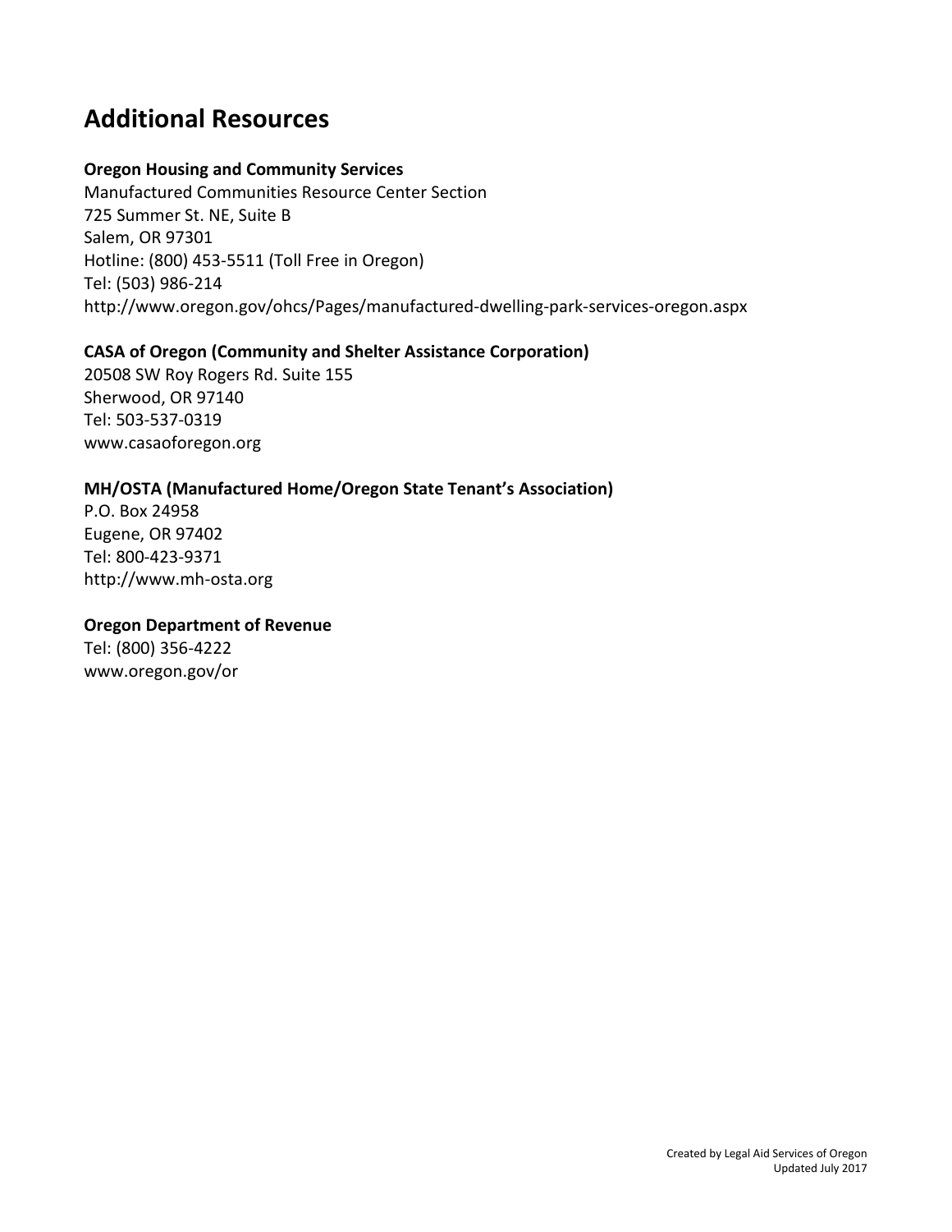## Additional Resources

**Oregon Housing and Community Services**
Manufactured Communities Resource Center Section
725 Summer St. NE, Suite B
Salem, OR 97301
Hotline: (800) 453-5511 (Toll Free in Oregon)
Tel: (503) 986-214
http://www.oregon.gov/ohcs/Pages/manufactured-dwelling-park-services-oregon.aspx

**CASA of Oregon (Community and Shelter Assistance Corporation)**
20508 SW Roy Rogers Rd. Suite 155
Sherwood, OR 97140
Tel: 503-537-0319
www.casaoforegon.org

**MH/OSTA (Manufactured Home/Oregon State Tenant's Association)**
P.O. Box 24958
Eugene, OR 97402
Tel: 800-423-9371
http://www.mh-osta.org

**Oregon Department of Revenue**
Tel: (800) 356-4222
www.oregon.gov/or

Created by Legal Aid Services of Oregon
Updated July 2017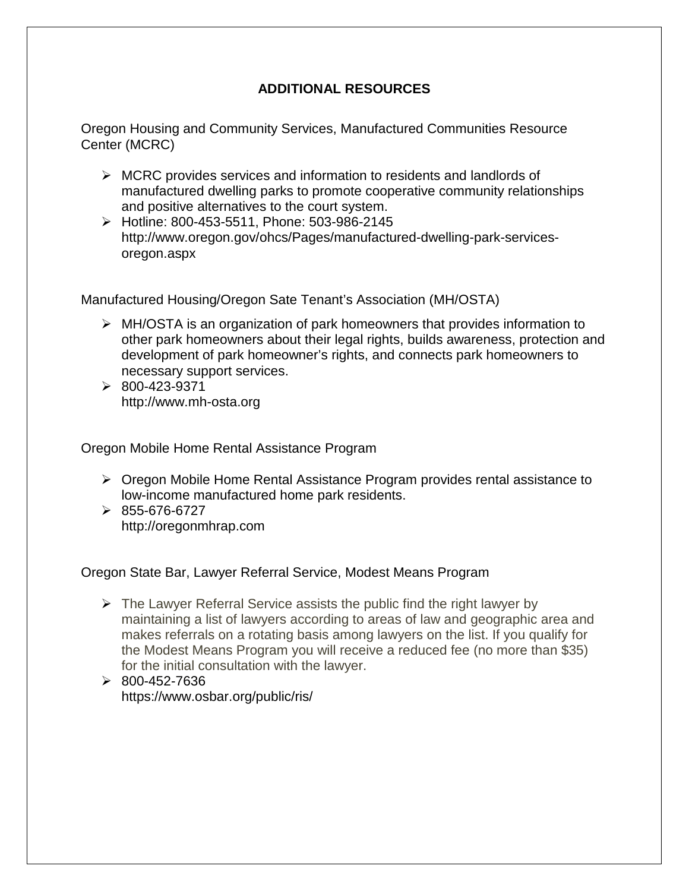## ADDITIONAL RESOURCES

Oregon Housing and Community Services, Manufactured Communities Resource Center (MCRC)

- MCRC provides services and information to residents and landlords of manufactured dwelling parks to promote cooperative community relationships and positive alternatives to the court system.
- Hotline: 800-453-5511, Phone: 503-986-2145
  http://www.oregon.gov/ohcs/Pages/manufactured-dwelling-park-services-oregon.aspx

Manufactured Housing/Oregon Sate Tenant's Association (MH/OSTA)

- MH/OSTA is an organization of park homeowners that provides information to other park homeowners about their legal rights, builds awareness, protection and development of park homeowner's rights, and connects park homeowners to necessary support services.
- 800-423-9371
  http://www.mh-osta.org

Oregon Mobile Home Rental Assistance Program

- Oregon Mobile Home Rental Assistance Program provides rental assistance to low-income manufactured home park residents.
- 855-676-6727
  http://oregonmhrap.com

Oregon State Bar, Lawyer Referral Service, Modest Means Program

- The Lawyer Referral Service assists the public find the right lawyer by maintaining a list of lawyers according to areas of law and geographic area and makes referrals on a rotating basis among lawyers on the list. If you qualify for the Modest Means Program you will receive a reduced fee (no more than $35) for the initial consultation with the lawyer.
- 800-452-7636
  https://www.osbar.org/public/ris/